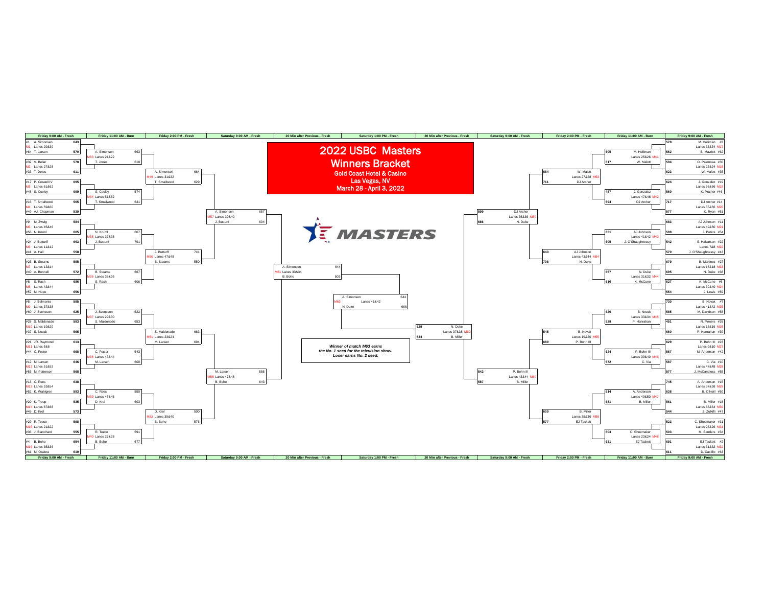# 2022 USBC Masters

## Winners Bracket

**Gold Coast Hotel & Casino**
**Las Vegas, NV**
**March 28 - April 3, 2022**

MASTERS

### Left Side of Bracket

**Friday 9:00 AM - Fresh**

| Match | Lanes | Bowler | Score |
|---|---|---|---|
| M1 | Lanes 29&30 | #1 A. Simonsen | 643 |
| | | #64 T. Larsen | 570 |
| M2 | Lanes 27&28 | #32 V. Bellar | 570 |
| | | #33 T. Jones | 611 |
| M3 | Lanes 61&62 | #17 P. Crowell IV | 695 |
| | | #48 S. Cooley | 699 |
| M4 | Lanes 59&60 | #16 T. Smallwood | 565 |
| | | #49 AJ. Chapman | 539 |
| M5 | Lanes 45&46 | #9 M. Zweig | 584 |
| | | #56 N. Kruml | 605 |
| M6 | Lanes 11&12 | #24 J. Butturff | 663 |
| | | #41 A. Hall | 558 |
| M7 | Lanes 13&14 | #25 B. Stearns | 595 |
| | | #40 A. Bonnell | 572 |
| M8 | Lanes 43&44 | #8 S. Rash | 686 |
| | | #57 M. Hupe | 656 |
| M9 | Lanes 37&38 | #5 J. Belmonte | 585 |
| | | #60 J. Svensson | 625 |
| M10 | Lanes 19&20 | #28 S. Maldonado | 583 |
| | | #37 S. Novak | 565 |
| M11 | Lanes 5&6 | #21 JR. Raymond | 613 |
| | | #44 C. Foster | 668 |
| M12 | Lanes 51&52 | #12 M. Larsen | 646 |
| | | #53 M. Patterson | 568 |
| M13 | Lanes 53&54 | #13 C. Rees | 638 |
| | | #52 K. Wahlgren | 593 |
| M14 | Lanes 67&68 | #20 K. Troup | 535 |
| | | #45 D. Krol | 573 |
| M15 | Lanes 21&22 | #29 R. Teece | 598 |
| | | #36 J. Blanchard | 555 |
| M16 | Lanes 35&36 | #4 B. Boho | 654 |
| | | #61 M. Otalora | 610 |

**Friday 11:00 AM - Burn**

| Match | Lanes | Bowler | Score |
|---|---|---|---|
| M33 | Lanes 21&22 | A. Simonsen | 663 |
| | | T. Jones | 618 |
| M34 | Lanes 51&52 | S. Cooley | 574 |
| | | T. Smallwood | 631 |
| M35 | Lanes 37&38 | N. Kruml | 607 |
| | | J. Butturff | 791 |
| M36 | Lanes 35&36 | B. Stearns | 667 |
| | | S. Rash | 606 |
| M37 | Lanes 29&30 | J. Svensson | 522 |
| | | S. Maldonado | 653 |
| M38 | Lanes 43&44 | C. Foster | 543 |
| | | M. Larsen | 600 |
| M39 | Lanes 45&46 | C. Rees | 550 |
| | | D. Krol | 603 |
| M40 | Lanes 27&28 | R. Teece | 591 |
| | | B. Boho | 677 |

**Friday 2:00 PM - Fresh**

| Match | Lanes | Bowler | Score |
|---|---|---|---|
| M49 | Lanes 31&32 | A. Simonsen | 664 |
| | | T. Smallwood | 629 |
| M50 | Lanes 47&48 | J. Butturff | 741 |
| | | B. Stearns | 550 |
| M51 | Lanes 23&24 | S. Maldonado | 663 |
| | | M. Larsen | 694 |
| M52 | Lanes 39&40 | D. Krol | 500 |
| | | B. Boho | 576 |

**Saturday 9:00 AM - Fresh**

| Match | Lanes | Bowler | Score |
|---|---|---|---|
| M57 | Lanes 39&40 | A. Simonsen | 657 |
| | | J. Butturff | 604 |
| M58 | Lanes 47&48 | M. Larsen | 585 |
| | | B. Boho | 643 |

**20 Min after Previous - Fresh**

| Match | Lanes | Bowler | Score |
|---|---|---|---|
| M61 | Lanes 33&34 | A. Simonsen | 644 |
| | | B. Boho | 503 |

### Saturday 1:00 PM - Fresh

| Match | Lanes | Bowler | Score |
|---|---|---|---|
| M63 | Lanes 41&42 | A. Simonsen | 644 |
| | | N. Duke | 666 |

***Winner of match M63 earns the No. 1 seed for the television show. Loser earns No. 2 seed.***

### Right Side of Bracket

**Friday 9:00 AM - Fresh**

| Match | Lanes | Bowler | Score |
|---|---|---|---|
| M17 | Lanes 33&34 | M. Holliman #3 | 578 |
| | | B. Mavrick #62 | 562 |
| M18 | Lanes 23&24 | O. Palermaa #30 | 594 |
| | | W. Malott #35 | 623 |
| M19 | Lanes 65&66 | J. Gonzalez #19 | 624 |
| | | K. Prather #46 | 560 |
| M20 | Lanes 55&56 | DJ Archer #14 | 717 |
| | | K. Ryan #51 | 577 |
| M21 | Lanes 49&50 | AJ Johnson #11 | 683 |
| | | J. Peters #54 | 598 |
| M22 | Lanes 7&8 | S. Halvarson #22 | 542 |
| | | J. O'Shaughnessy #43 | 570 |
| M23 | Lanes 17&18 | B. Martinez #27 | 679 |
| | | N. Duke #38 | 695 |
| M24 | Lanes 39&40 | K. McCune #6 | 627 |
| | | J. Lewis #59 | 554 |
| M25 | Lanes 41&42 | B. Novak #7 | 730 |
| | | M. Davidson #58 | 585 |
| M26 | Lanes 15&16 | R. Powers #26 | 451 |
| | | P. Hanrahan #39 | 660 |
| M27 | Lanes 9&10 | P. Bohn III #23 | 629 |
| | | M. Anderson #42 | 567 |
| M28 | Lanes 47&48 | C. Via #10 | 587 |
| | | J. McCandless #55 | 577 |
| M29 | Lanes 57&58 | A. Anderson #15 | 745 |
| | | B. O'Neill #50 | 638 |
| M30 | Lanes 63&64 | B. Miller #18 | 561 |
| | | Z. Zulkifli #47 | 544 |
| M31 | Lanes 25&26 | C. Shoemaker #31 | 523 |
| | | M. Sanders #34 | 503 |
| M32 | Lanes 31&32 | EJ Tackett #2 | 691 |
| | | D. Castillo #63 | 611 |

**Friday 11:00 AM - Burn**

| Match | Lanes | Bowler | Score |
|---|---|---|---|
| M41 | Lanes 25&26 | M. Holliman | 505 |
| | | W. Malott | 617 |
| M42 | Lanes 47&48 | J. Gonzalez | 487 |
| | | DJ Archer | 594 |
| M43 | Lanes 41&42 | AJ Johnson | 651 |
| | | J. O'Shaughnessy | 605 |
| M44 | Lanes 31&32 | N. Duke | 657 |
| | | K. McCune | 610 |
| M45 | Lanes 33&34 | B. Novak | 620 |
| | | P. Hanrahan | 529 |
| M46 | Lanes 39&40 | P. Bohn III | 624 |
| | | C. Via | 572 |
| M47 | Lanes 49&50 | A. Anderson | 614 |
| | | B. Miller | 681 |
| M48 | Lanes 23&24 | C. Shoemaker | 603 |
| | | EJ Tackett | 631 |

**Friday 2:00 PM - Fresh**

| Match | Lanes | Bowler | Score |
|---|---|---|---|
| M53 | Lanes 27&28 | W. Malott | 684 |
| | | DJ Archer | 711 |
| M54 | Lanes 43&44 | AJ Johnson | 640 |
| | | N. Duke | 708 |
| M55 | Lanes 19&20 | B. Novak | 545 |
| | | P. Bohn III | 689 |
| M56 | Lanes 35&36 | B. Miller | 609 |
| | | EJ Tackett | 577 |

**Saturday 9:00 AM - Fresh**

| Match | Lanes | Bowler | Score |
|---|---|---|---|
| M59 | Lanes 35&36 | DJ Archer | 599 |
| | | N. Duke | 686 |
| M60 | Lanes 43&44 | P. Bohn III | 542 |
| | | B. Miller | 587 |

**20 Min after Previous - Fresh**

| Match | Lanes | Bowler | Score |
|---|---|---|---|
| M62 | Lanes 37&38 | N. Duke | 629 |
| | | B. Miller | 544 |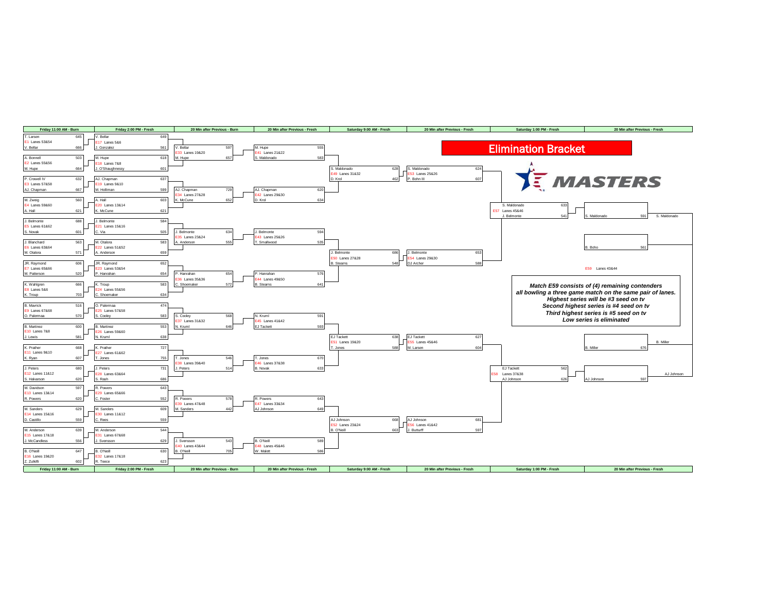# Elimination Bracket

MASTERS

## Friday 11:00 AM - Burn

| Match | Lanes | Bowler | Score | Bowler | Score |
|---|---|---|---|---|---|
| E1 | Lanes 53&54 | T. Larsen | 645 | V. Bellar | 666 |
| E2 | Lanes 55&56 | A. Bonnell | 503 | M. Hupe | 664 |
| E3 | Lanes 57&58 | P. Crowell IV | 632 | AJ. Chapman | 667 |
| E4 | Lanes 59&60 | M. Zweig | 560 | A. Hall | 621 |
| E5 | Lanes 61&62 | J. Belmonte | 688 | S. Novak | 601 |
| E6 | Lanes 63&64 | J. Blanchard | 563 | M. Otalora | 571 |
| E7 | Lanes 65&66 | JR. Raymond | 606 | M. Patterson | 520 |
| E8 | Lanes 5&6 | K. Wahlgren | 666 | K. Troup | 703 |
| E9 | Lanes 67&68 | B. Mavrick | 516 | O. Palermaa | 570 |
| E10 | Lanes 7&8 | B. Martinez | 600 | J. Lewis | 581 |
| E11 | Lanes 9&10 | K. Prather | 668 | K. Ryan | 607 |
| E12 | Lanes 11&12 | J. Peters | 680 | S. Halvarson | 620 |
| E13 | Lanes 13&14 | M. Davidson | 597 | R. Powers | 620 |
| E14 | Lanes 15&16 | M. Sanders | 629 | D. Castillo | 559 |
| E15 | Lanes 17&18 | M. Anderson | 639 | J. McCandless | 556 |
| E16 | Lanes 19&20 | B. O'Neill | 647 | Z. Zulkifli | 602 |

## Friday 2:00 PM - Fresh

| Match | Lanes | Bowler | Score | Bowler | Score |
|---|---|---|---|---|---|
| E17 | Lanes 5&6 | V. Bellar | 649 | J. Gonzalez | 561 |
| E18 | Lanes 7&8 | M. Hupe | 618 | J. O'Shaughnessy | 601 |
| E19 | Lanes 9&10 | AJ. Chapman | 637 | M. Holliman | 599 |
| E20 | Lanes 13&14 | A. Hall | 603 | K. McCune | 621 |
| E21 | Lanes 15&16 | J. Belmonte | 584 | C. Via | 505 |
| E22 | Lanes 51&52 | M. Otalora | 583 | A. Anderson | 659 |
| E23 | Lanes 53&54 | JR. Raymond | 652 | P. Hanrahan | 654 |
| E24 | Lanes 55&56 | K. Troup | 583 | C. Shoemaker | 634 |
| E25 | Lanes 57&58 | O. Palermaa | 474 | S. Cooley | 583 |
| E26 | Lanes 59&60 | B. Martinez | 553 | N. Kruml | 638 |
| E27 | Lanes 61&62 | K. Prather | 727 | T. Jones | 755 |
| E28 | Lanes 63&64 | J. Peters | 731 | S. Rash | 686 |
| E29 | Lanes 65&66 | R. Powers | 643 | C. Foster | 552 |
| E30 | Lanes 11&12 | M. Sanders | 609 | C. Rees | 559 |
| E31 | Lanes 67&68 | M. Anderson | 544 | J. Svensson | 629 |
| E32 | Lanes 17&18 | B. O'Neill | 630 | R. Teece | 623 |

## 20 Min after Previous - Burn

| Match | Lanes | Bowler | Score | Bowler | Score |
|---|---|---|---|---|---|
| E33 | Lanes 19&20 | V. Bellar | 597 | M. Hupe | 657 |
| E34 | Lanes 27&28 | AJ. Chapman | 729 | K. McCune | 652 |
| E35 | Lanes 23&24 | J. Belmonte | 634 | A. Anderson | 555 |
| E36 | Lanes 35&36 | P. Hanrahan | 654 | C. Shoemaker | 572 |
| E37 | Lanes 31&32 | S. Cooley | 568 | N. Kruml | 646 |
| E38 | Lanes 39&40 | T. Jones | 546 | J. Peters | 514 |
| E39 | Lanes 47&48 | R. Powers | 578 | M. Sanders | 442 |
| E40 | Lanes 43&44 | J. Svensson | 543 | B. O'Neill | 705 |

## 20 Min after Previous - Fresh

| Match | Lanes | Bowler | Score | Bowler | Score |
|---|---|---|---|---|---|
| E41 | Lanes 21&22 | M. Hupe | 555 | S. Maldonado | 583 |
| E42 | Lanes 29&30 | AJ. Chapman | 620 | D. Krol | 634 |
| E43 | Lanes 25&26 | J. Belmonte | 594 | T. Smallwood | 535 |
| E44 | Lanes 49&50 | P. Hanrahan | 576 | B. Stearns | 641 |
| E45 | Lanes 41&42 | N. Kruml | 591 | EJ Tackett | 593 |
| E46 | Lanes 37&38 | T. Jones | 670 | B. Novak | 633 |
| E47 | Lanes 33&34 | R. Powers | 643 | AJ Johnson | 649 |
| E48 | Lanes 45&46 | B. O'Neill | 589 | W. Malott | 586 |

## Saturday 9:00 AM - Fresh

| Match | Lanes | Bowler | Score | Bowler | Score |
|---|---|---|---|---|---|
| E49 | Lanes 31&32 | S. Maldonado | 628 | D. Krol | 462 |
| E50 | Lanes 27&28 | J. Belmonte | 686 | B. Stearns | 548 |
| E51 | Lanes 19&20 | EJ Tackett | 638 | T. Jones | 588 |
| E52 | Lanes 23&24 | AJ Johnson | 668 | B. O'Neill | 663 |

## 20 Min after Previous - Fresh

| Match | Lanes | Bowler | Score | Bowler | Score |
|---|---|---|---|---|---|
| E53 | Lanes 25&26 | S. Maldonado | 624 | P. Bohn III | 607 |
| E54 | Lanes 29&30 | J. Belmonte | 653 | DJ Archer | 588 |
| E55 | Lanes 45&46 | EJ Tackett | 627 | M. Larsen | 604 |
| E56 | Lanes 41&42 | AJ Johnson | 681 | J. Butturff | 597 |

## Saturday 1:00 PM - Fresh

| Match | Lanes | Bowler | Score | Bowler | Score |
|---|---|---|---|---|---|
| E57 | Lanes 45&46 | S. Maldonado | 633 | J. Belmonte | 541 |
| E58 | Lanes 37&38 | EJ Tackett | 562 | AJ Johnson | 626 |

## 20 Min after Previous - Fresh

E59 Lanes 43&44

| Bowler | Score |
|---|---|
| S. Maldonado | 591 |
| B. Boho | 561 |
| B. Miller | 676 |
| AJ Johnson | 597 |

Advancing: S. Maldonado, B. Miller, AJ Johnson

***Match E59 consists of (4) remaining contenders all bowling a three game match on the same pair of lanes. Highest series will be #3 seed on tv Second highest series is #4 seed on tv Third highest series is #5 seed on tv Low series is eliminated***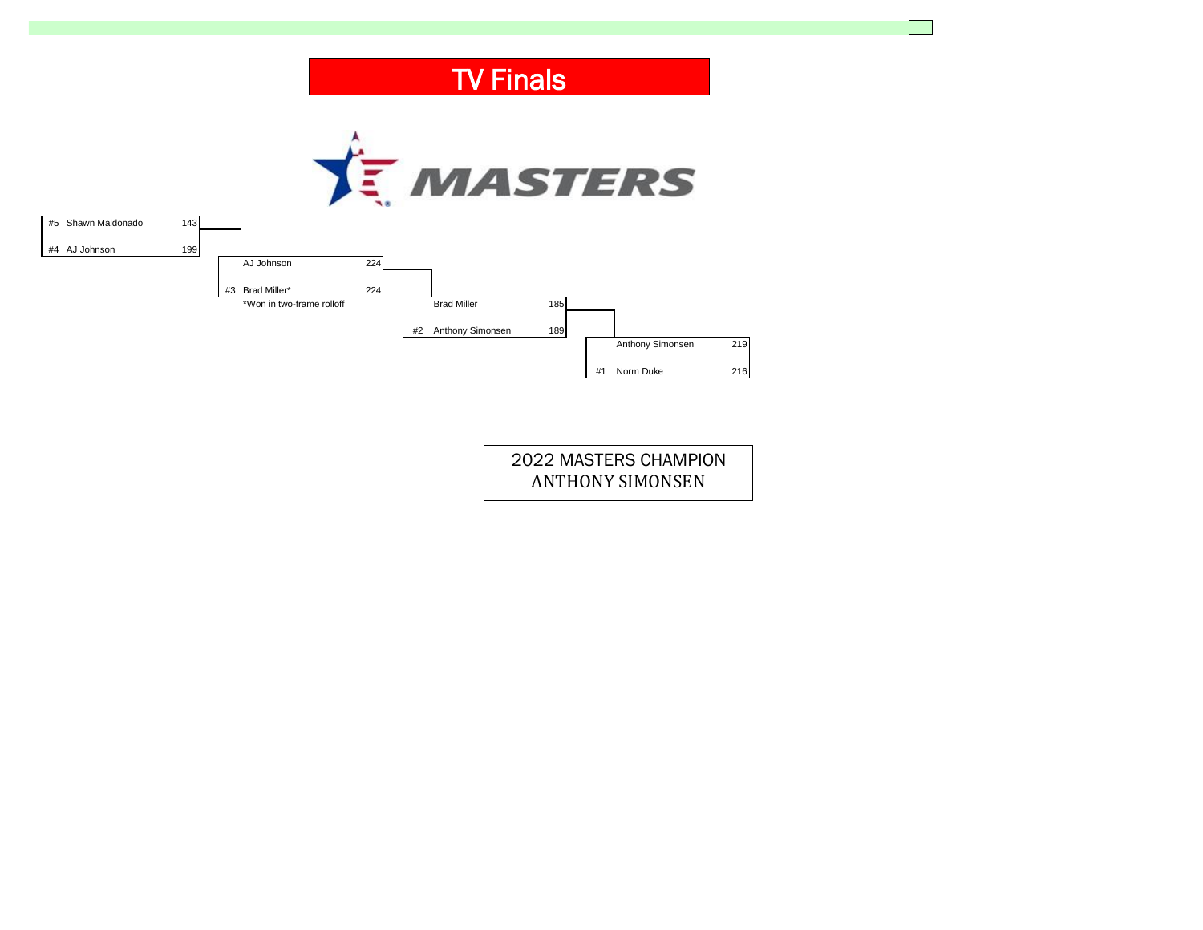# TV Finals

MASTERS

| | | |
|---|---|---|
| #5 | Shawn Maldonado | 143 |
| #4 | AJ Johnson | 199 |

| | | |
|---|---|---|
| | AJ Johnson | 224 |
| #3 | Brad Miller* | 224 |

*Won in two-frame rolloff

| | | |
|---|---|---|
| | Brad Miller | 185 |
| #2 | Anthony Simonsen | 189 |

| | | |
|---|---|---|
| | Anthony Simonsen | 219 |
| #1 | Norm Duke | 216 |

2022 MASTERS CHAMPION
ANTHONY SIMONSEN